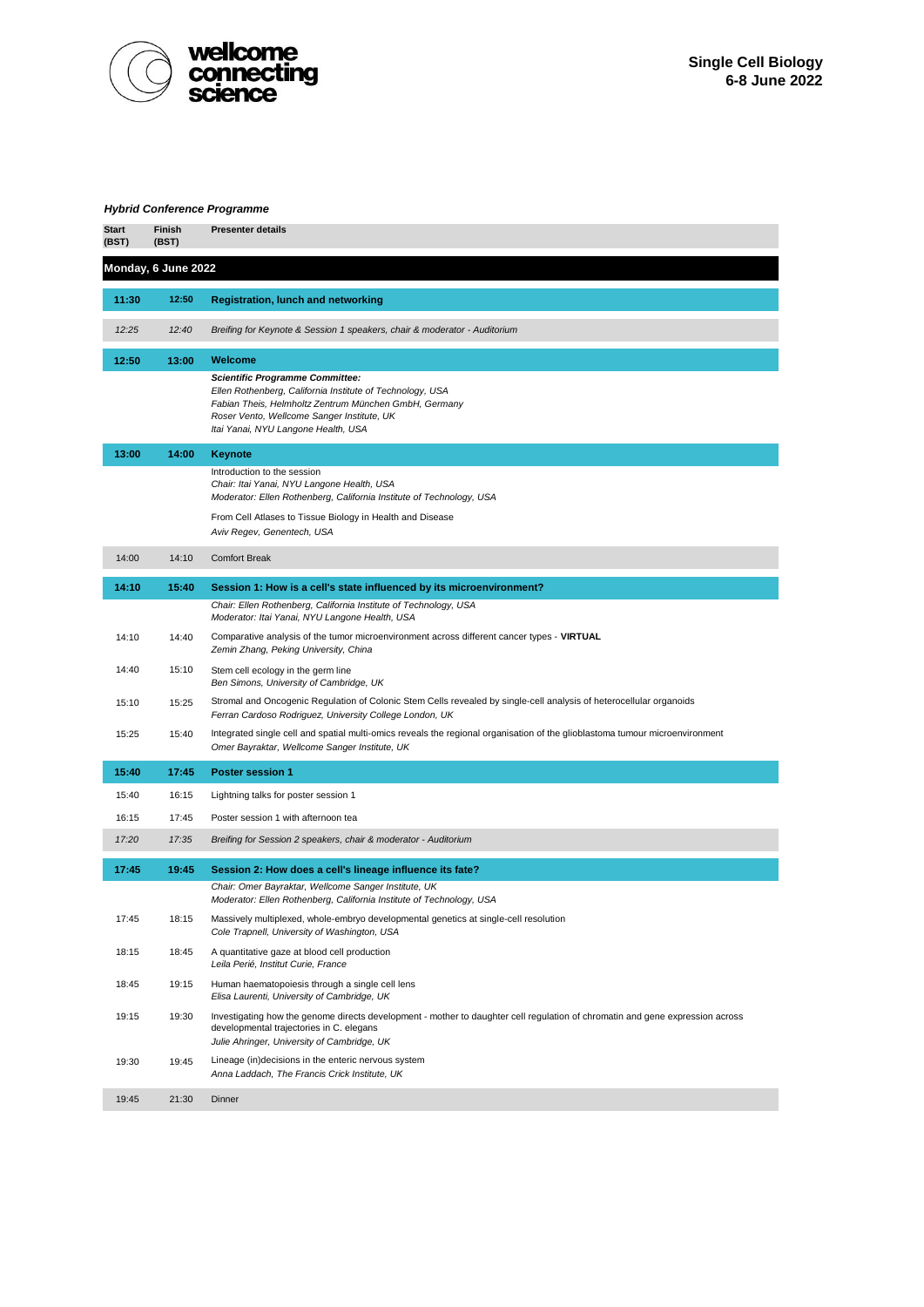wellcome connecting science

**Single Cell Biology**
**6-8 June 2022**

***Hybrid Conference Programme***

| Start (BST) | Finish (BST) | Presenter details |
|---|---|---|
| **Monday, 6 June 2022** | | |
| **11:30** | **12:50** | **Registration, lunch and networking** |
| *12:25* | *12:40* | *Breifing for Keynote & Session 1 speakers, chair & moderator - Auditorium* |
| **12:50** | **13:00** | **Welcome** |
| | | ***Scientific Programme Committee:*** *Ellen Rothenberg, California Institute of Technology, USA* *Fabian Theis, Helmholtz Zentrum München GmbH, Germany* *Roser Vento, Wellcome Sanger Institute, UK* *Itai Yanai, NYU Langone Health, USA* |
| **13:00** | **14:00** | **Keynote** |
| | | Introduction to the session *Chair: Itai Yanai, NYU Langone Health, USA* *Moderator: Ellen Rothenberg, California Institute of Technology, USA* |
| | | From Cell Atlases to Tissue Biology in Health and Disease *Aviv Regev, Genentech, USA* |
| 14:00 | 14:10 | Comfort Break |
| **14:10** | **15:40** | **Session 1: How is a cell's state influenced by its microenvironment?** |
| | | *Chair: Ellen Rothenberg, California Institute of Technology, USA* *Moderator: Itai Yanai, NYU Langone Health, USA* |
| 14:10 | 14:40 | Comparative analysis of the tumor microenvironment across different cancer types - **VIRTUAL** *Zemin Zhang, Peking University, China* |
| 14:40 | 15:10 | Stem cell ecology in the germ line *Ben Simons, University of Cambridge, UK* |
| 15:10 | 15:25 | Stromal and Oncogenic Regulation of Colonic Stem Cells revealed by single-cell analysis of heterocellular organoids *Ferran Cardoso Rodriguez, University College London, UK* |
| 15:25 | 15:40 | Integrated single cell and spatial multi-omics reveals the regional organisation of the glioblastoma tumour microenvironment *Omer Bayraktar, Wellcome Sanger Institute, UK* |
| **15:40** | **17:45** | **Poster session 1** |
| 15:40 | 16:15 | Lightning talks for poster session 1 |
| 16:15 | 17:45 | Poster session 1 with afternoon tea |
| *17:20* | *17:35* | *Breifing for Session 2 speakers, chair & moderator - Auditorium* |
| **17:45** | **19:45** | **Session 2: How does a cell's lineage influence its fate?** |
| | | *Chair: Omer Bayraktar, Wellcome Sanger Institute, UK* *Moderator: Ellen Rothenberg, California Institute of Technology, USA* |
| 17:45 | 18:15 | Massively multiplexed, whole-embryo developmental genetics at single-cell resolution *Cole Trapnell, University of Washington, USA* |
| 18:15 | 18:45 | A quantitative gaze at blood cell production *Leïla Perié, Institut Curie, France* |
| 18:45 | 19:15 | Human haematopoiesis through a single cell lens *Elisa Laurenti, University of Cambridge, UK* |
| 19:15 | 19:30 | Investigating how the genome directs development - mother to daughter cell regulation of chromatin and gene expression across developmental trajectories in C. elegans *Julie Ahringer, University of Cambridge, UK* |
| 19:30 | 19:45 | Lineage (in)decisions in the enteric nervous system *Anna Laddach, The Francis Crick Institute, UK* |
| 19:45 | 21:30 | Dinner |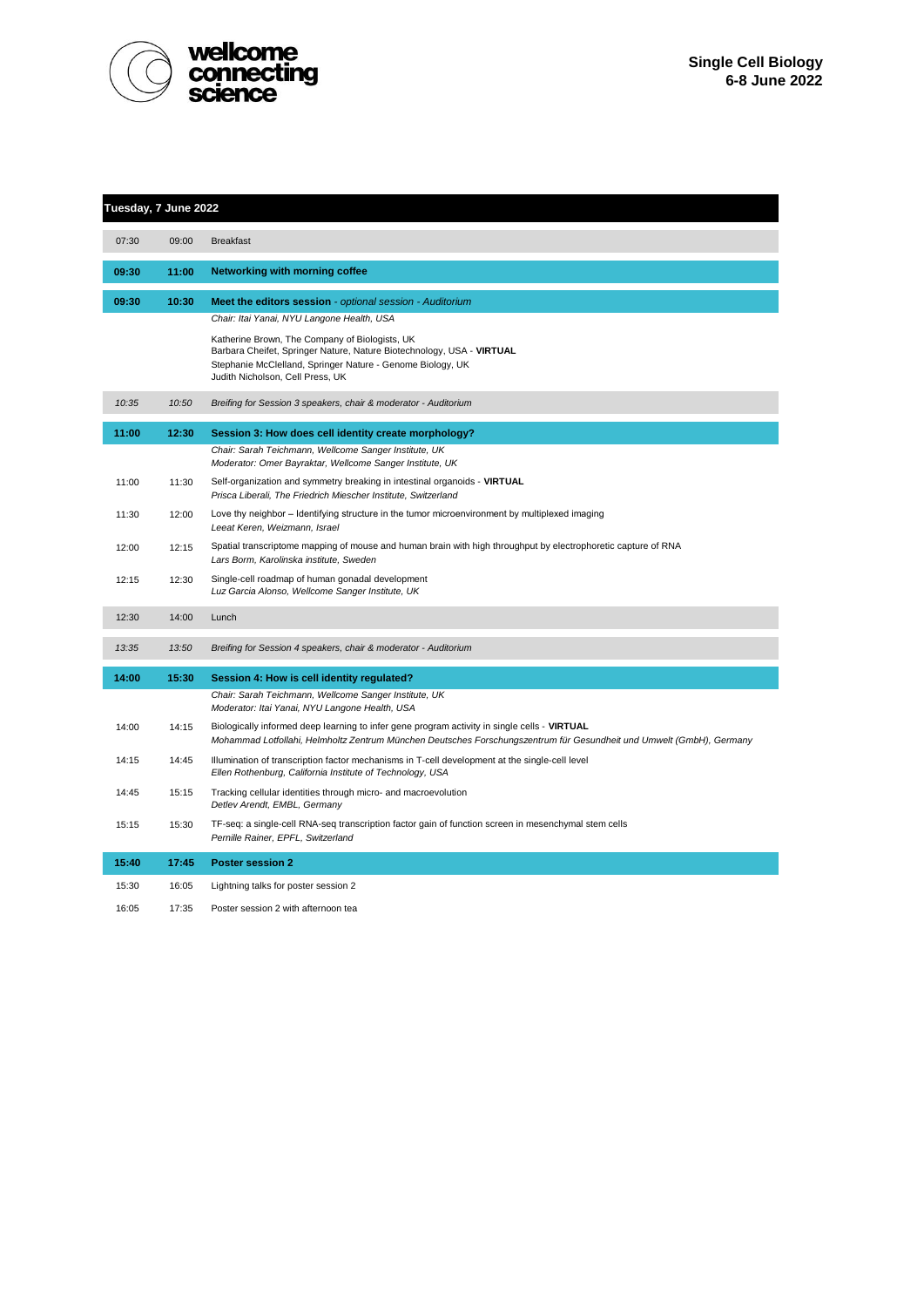**Single Cell Biology**
**6-8 June 2022**

## Tuesday, 7 June 2022

| Start | End | Event |
| --- | --- | --- |
| 07:30 | 09:00 | Breakfast |
| **09:30** | **11:00** | **Networking with morning coffee** |
| **09:30** | **10:30** | **Meet the editors session** - *optional session - Auditorium* |
| | | *Chair: Itai Yanai, NYU Langone Health, USA* |
| | | Katherine Brown, The Company of Biologists, UK<br>Barbara Cheifet, Springer Nature, Nature Biotechnology, USA - **VIRTUAL**<br>Stephanie McClelland, Springer Nature - Genome Biology, UK<br>Judith Nicholson, Cell Press, UK |
| *10:35* | *10:50* | *Breifing for Session 3 speakers, chair & moderator - Auditorium* |
| **11:00** | **12:30** | **Session 3: How does cell identity create morphology?** |
| | | *Chair: Sarah Teichmann, Wellcome Sanger Institute, UK*<br>*Moderator: Omer Bayraktar, Wellcome Sanger Institute, UK* |
| 11:00 | 11:30 | Self-organization and symmetry breaking in intestinal organoids - **VIRTUAL**<br>*Prisca Liberali, The Friedrich Miescher Institute, Switzerland* |
| 11:30 | 12:00 | Love thy neighbor – Identifying structure in the tumor microenvironment by multiplexed imaging<br>*Leeat Keren, Weizmann, Israel* |
| 12:00 | 12:15 | Spatial transcriptome mapping of mouse and human brain with high throughput by electrophoretic capture of RNA<br>*Lars Borm, Karolinska institute, Sweden* |
| 12:15 | 12:30 | Single-cell roadmap of human gonadal development<br>*Luz Garcia Alonso, Wellcome Sanger Institute, UK* |
| 12:30 | 14:00 | Lunch |
| *13:35* | *13:50* | *Breifing for Session 4 speakers, chair & moderator - Auditorium* |
| **14:00** | **15:30** | **Session 4: How is cell identity regulated?** |
| | | *Chair: Sarah Teichmann, Wellcome Sanger Institute, UK*<br>*Moderator: Itai Yanai, NYU Langone Health, USA* |
| 14:00 | 14:15 | Biologically informed deep learning to infer gene program activity in single cells - **VIRTUAL**<br>*Mohammad Lotfollahi, Helmholtz Zentrum München Deutsches Forschungszentrum für Gesundheit und Umwelt (GmbH), Germany* |
| 14:15 | 14:45 | Illumination of transcription factor mechanisms in T-cell development at the single-cell level<br>*Ellen Rothenburg, California Institute of Technology, USA* |
| 14:45 | 15:15 | Tracking cellular identities through micro- and macroevolution<br>*Detlev Arendt, EMBL, Germany* |
| 15:15 | 15:30 | TF-seq: a single-cell RNA-seq transcription factor gain of function screen in mesenchymal stem cells<br>*Pernille Rainer, EPFL, Switzerland* |
| **15:40** | **17:45** | **Poster session 2** |
| 15:30 | 16:05 | Lightning talks for poster session 2 |
| 16:05 | 17:35 | Poster session 2 with afternoon tea |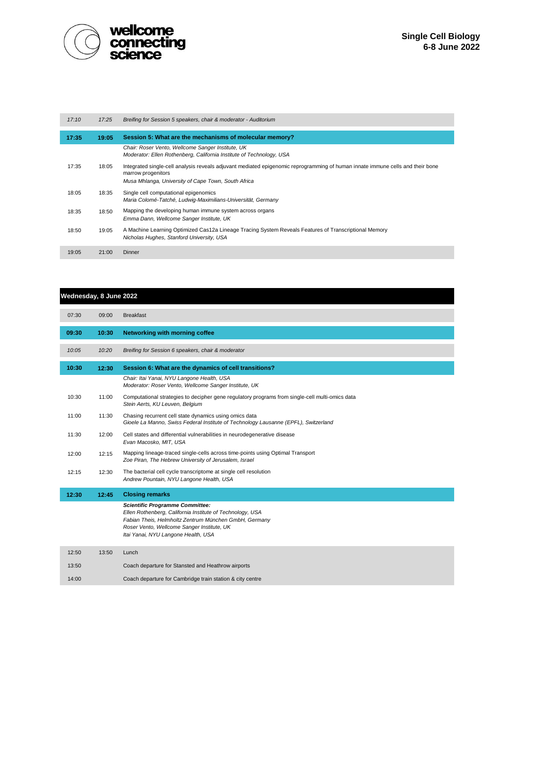| | | |
|---|---|---|
| *17:10* | *17:25* | *Breifing for Session 5 speakers, chair & moderator - Auditorium* |
| **17:35** | **19:05** | **Session 5: What are the mechanisms of molecular memory?** |
| | | *Chair: Roser Vento, Wellcome Sanger Institute, UK*<br>*Moderator: Ellen Rothenberg, California Institute of Technology, USA* |
| 17:35 | 18:05 | Integrated single-cell analysis reveals adjuvant mediated epigenomic reprogramming of human innate immune cells and their bone marrow progenitors<br>*Musa Mhlanga, University of Cape Town, South Africa* |
| 18:05 | 18:35 | Single cell computational epigenomics<br>*Maria Colomé-Tatché, Ludwig-Maximilians-Universität, Germany* |
| 18:35 | 18:50 | Mapping the developing human immune system across organs<br>*Emma Dann, Wellcome Sanger Institute, UK* |
| 18:50 | 19:05 | A Machine Learning Optimized Cas12a Lineage Tracing System Reveals Features of Transcriptional Memory<br>*Nicholas Hughes, Stanford University, USA* |
| 19:05 | 21:00 | Dinner |

## Wednesday, 8 June 2022

| | | |
|---|---|---|
| 07:30 | 09:00 | Breakfast |
| **09:30** | **10:30** | **Networking with morning coffee** |
| *10:05* | *10:20* | *Breifing for Session 6 speakers, chair & moderator* |
| **10:30** | **12:30** | **Session 6: What are the dynamics of cell transitions?** |
| | | *Chair: Itai Yanai, NYU Langone Health, USA*<br>*Moderator: Roser Vento, Wellcome Sanger Institute, UK* |
| 10:30 | 11:00 | Computational strategies to decipher gene regulatory programs from single-cell multi-omics data<br>*Stein Aerts, KU Leuven, Belgium* |
| 11:00 | 11:30 | Chasing recurrent cell state dynamics using omics data<br>*Gioele La Manno, Swiss Federal Institute of Technology Lausanne (EPFL), Switzerland* |
| 11:30 | 12:00 | Cell states and differential vulnerabilities in neurodegenerative disease<br>*Evan Macosko, MIT, USA* |
| 12:00 | 12:15 | Mapping lineage-traced single-cells across time-points using Optimal Transport<br>*Zoe Piran, The Hebrew University of Jerusalem, Israel* |
| 12:15 | 12:30 | The bacterial cell cycle transcriptome at single cell resolution<br>*Andrew Pountain, NYU Langone Health, USA* |
| **12:30** | **12:45** | **Closing remarks** |
| | | ***Scientific Programme Committee:***<br>*Ellen Rothenberg, California Institute of Technology, USA*<br>*Fabian Theis, Helmholtz Zentrum München GmbH, Germany*<br>*Roser Vento, Wellcome Sanger Institute, UK*<br>*Itai Yanai, NYU Langone Health, USA* |
| 12:50 | 13:50 | Lunch |
| 13:50 | | Coach departure for Stansted and Heathrow airports |
| 14:00 | | Coach departure for Cambridge train station & city centre |